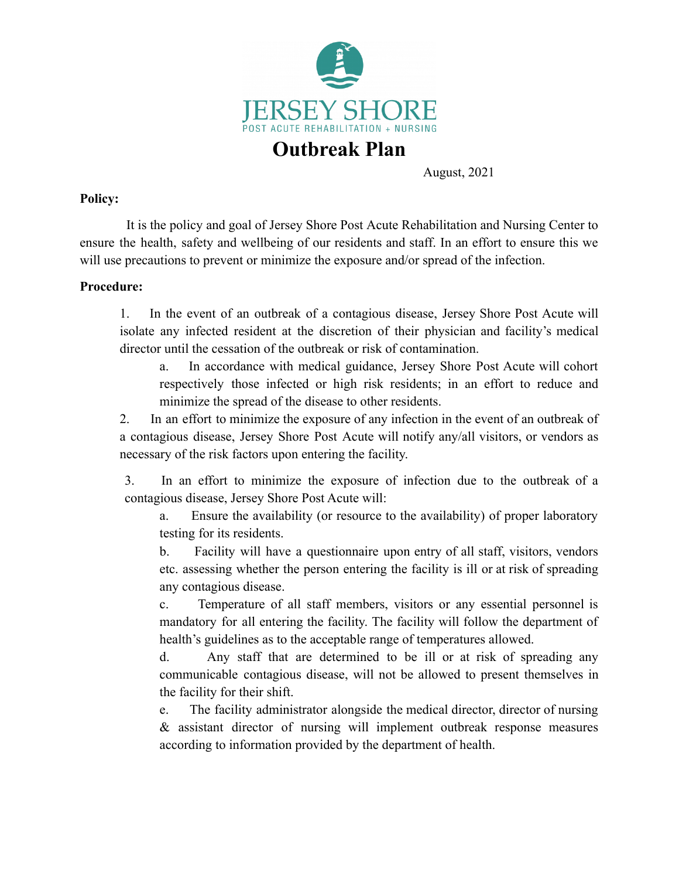JERSEY SHORE

POST ACUTE REHABILITATION + NURSING

# Outbreak Plan

August, 2021

**Policy:**

It is the policy and goal of Jersey Shore Post Acute Rehabilitation and Nursing Center to ensure the health, safety and wellbeing of our residents and staff. In an effort to ensure this we will use precautions to prevent or minimize the exposure and/or spread of the infection.

**Procedure:**

1. In the event of an outbreak of a contagious disease, Jersey Shore Post Acute will isolate any infected resident at the discretion of their physician and facility's medical director until the cessation of the outbreak or risk of contamination.
   a. In accordance with medical guidance, Jersey Shore Post Acute will cohort respectively those infected or high risk residents; in an effort to reduce and minimize the spread of the disease to other residents.
2. In an effort to minimize the exposure of any infection in the event of an outbreak of a contagious disease, Jersey Shore Post Acute will notify any/all visitors, or vendors as necessary of the risk factors upon entering the facility.
3. In an effort to minimize the exposure of infection due to the outbreak of a contagious disease, Jersey Shore Post Acute will:
   a. Ensure the availability (or resource to the availability) of proper laboratory testing for its residents.
   b. Facility will have a questionnaire upon entry of all staff, visitors, vendors etc. assessing whether the person entering the facility is ill or at risk of spreading any contagious disease.
   c. Temperature of all staff members, visitors or any essential personnel is mandatory for all entering the facility. The facility will follow the department of health's guidelines as to the acceptable range of temperatures allowed.
   d. Any staff that are determined to be ill or at risk of spreading any communicable contagious disease, will not be allowed to present themselves in the facility for their shift.
   e. The facility administrator alongside the medical director, director of nursing & assistant director of nursing will implement outbreak response measures according to information provided by the department of health.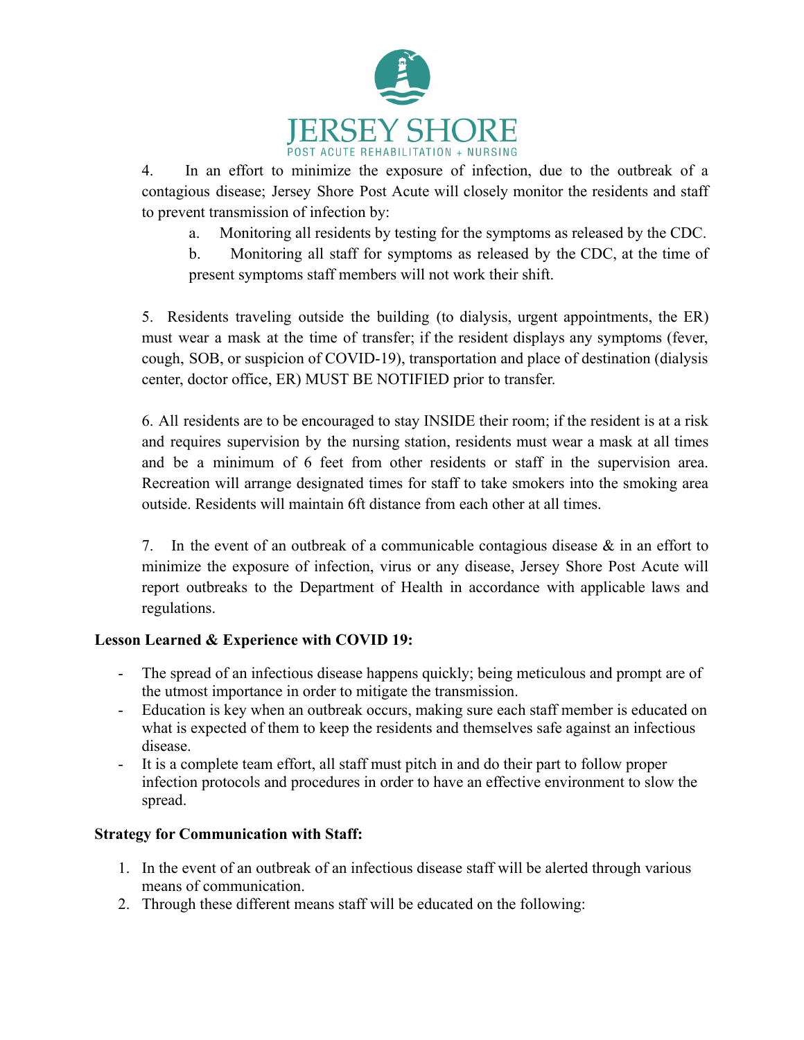4. In an effort to minimize the exposure of infection, due to the outbreak of a contagious disease; Jersey Shore Post Acute will closely monitor the residents and staff to prevent transmission of infection by:

   a. Monitoring all residents by testing for the symptoms as released by the CDC.

   b. Monitoring all staff for symptoms as released by the CDC, at the time of present symptoms staff members will not work their shift.

5. Residents traveling outside the building (to dialysis, urgent appointments, the ER) must wear a mask at the time of transfer; if the resident displays any symptoms (fever, cough, SOB, or suspicion of COVID-19), transportation and place of destination (dialysis center, doctor office, ER) MUST BE NOTIFIED prior to transfer.

6. All residents are to be encouraged to stay INSIDE their room; if the resident is at a risk and requires supervision by the nursing station, residents must wear a mask at all times and be a minimum of 6 feet from other residents or staff in the supervision area. Recreation will arrange designated times for staff to take smokers into the smoking area outside. Residents will maintain 6ft distance from each other at all times.

7. In the event of an outbreak of a communicable contagious disease & in an effort to minimize the exposure of infection, virus or any disease, Jersey Shore Post Acute will report outbreaks to the Department of Health in accordance with applicable laws and regulations.

**Lesson Learned & Experience with COVID 19:**

- The spread of an infectious disease happens quickly; being meticulous and prompt are of the utmost importance in order to mitigate the transmission.
- Education is key when an outbreak occurs, making sure each staff member is educated on what is expected of them to keep the residents and themselves safe against an infectious disease.
- It is a complete team effort, all staff must pitch in and do their part to follow proper infection protocols and procedures in order to have an effective environment to slow the spread.

**Strategy for Communication with Staff:**

1. In the event of an outbreak of an infectious disease staff will be alerted through various means of communication.
2. Through these different means staff will be educated on the following: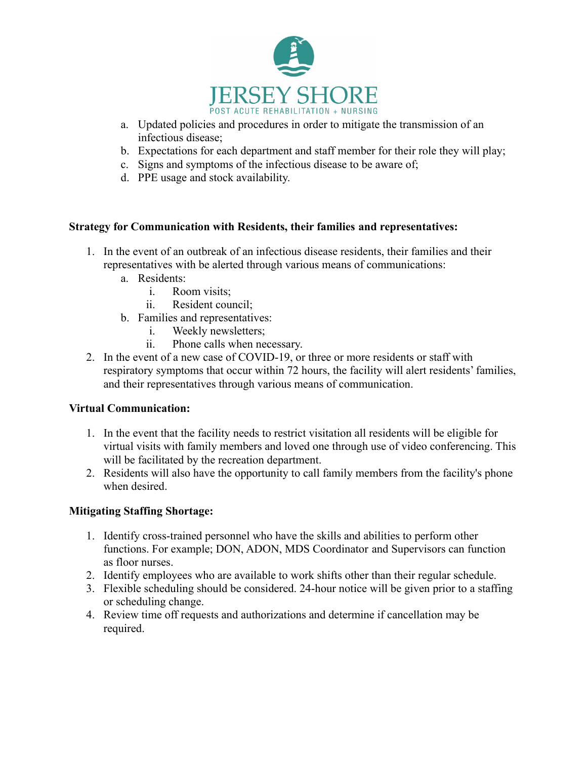a. Updated policies and procedures in order to mitigate the transmission of an infectious disease;
b. Expectations for each department and staff member for their role they will play;
c. Signs and symptoms of the infectious disease to be aware of;
d. PPE usage and stock availability.

**Strategy for Communication with Residents, their families and representatives:**

1. In the event of an outbreak of an infectious disease residents, their families and their representatives with be alerted through various means of communications:
   a. Residents:
      i. Room visits;
      ii. Resident council;
   b. Families and representatives:
      i. Weekly newsletters;
      ii. Phone calls when necessary.
2. In the event of a new case of COVID-19, or three or more residents or staff with respiratory symptoms that occur within 72 hours, the facility will alert residents' families, and their representatives through various means of communication.

**Virtual Communication:**

1. In the event that the facility needs to restrict visitation all residents will be eligible for virtual visits with family members and loved one through use of video conferencing. This will be facilitated by the recreation department.
2. Residents will also have the opportunity to call family members from the facility's phone when desired.

**Mitigating Staffing Shortage:**

1. Identify cross-trained personnel who have the skills and abilities to perform other functions. For example; DON, ADON, MDS Coordinator and Supervisors can function as floor nurses.
2. Identify employees who are available to work shifts other than their regular schedule.
3. Flexible scheduling should be considered. 24-hour notice will be given prior to a staffing or scheduling change.
4. Review time off requests and authorizations and determine if cancellation may be required.